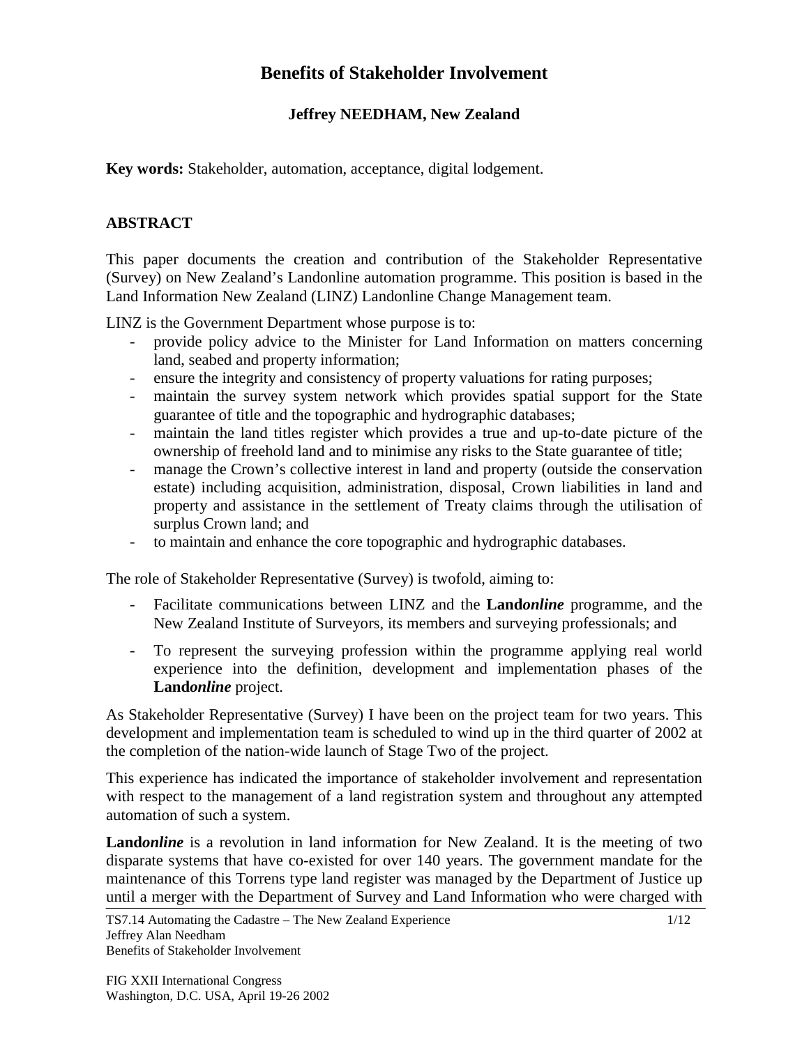# Benefits of Stakeholder Involvement

**Jeffrey NEEDHAM, New Zealand**

**Key words:** Stakeholder, automation, acceptance, digital lodgement.

## ABSTRACT

This paper documents the creation and contribution of the Stakeholder Representative (Survey) on New Zealand's Landonline automation programme. This position is based in the Land Information New Zealand (LINZ) Landonline Change Management team.

LINZ is the Government Department whose purpose is to:

- provide policy advice to the Minister for Land Information on matters concerning land, seabed and property information;
- ensure the integrity and consistency of property valuations for rating purposes;
- maintain the survey system network which provides spatial support for the State guarantee of title and the topographic and hydrographic databases;
- maintain the land titles register which provides a true and up-to-date picture of the ownership of freehold land and to minimise any risks to the State guarantee of title;
- manage the Crown's collective interest in land and property (outside the conservation estate) including acquisition, administration, disposal, Crown liabilities in land and property and assistance in the settlement of Treaty claims through the utilisation of surplus Crown land; and
- to maintain and enhance the core topographic and hydrographic databases.

The role of Stakeholder Representative (Survey) is twofold, aiming to:

- Facilitate communications between LINZ and the **Land*online*** programme, and the New Zealand Institute of Surveyors, its members and surveying professionals; and
- To represent the surveying profession within the programme applying real world experience into the definition, development and implementation phases of the **Land*online*** project.

As Stakeholder Representative (Survey) I have been on the project team for two years. This development and implementation team is scheduled to wind up in the third quarter of 2002 at the completion of the nation-wide launch of Stage Two of the project.

This experience has indicated the importance of stakeholder involvement and representation with respect to the management of a land registration system and throughout any attempted automation of such a system.

**Land*online*** is a revolution in land information for New Zealand. It is the meeting of two disparate systems that have co-existed for over 140 years. The government mandate for the maintenance of this Torrens type land register was managed by the Department of Justice up until a merger with the Department of Survey and Land Information who were charged with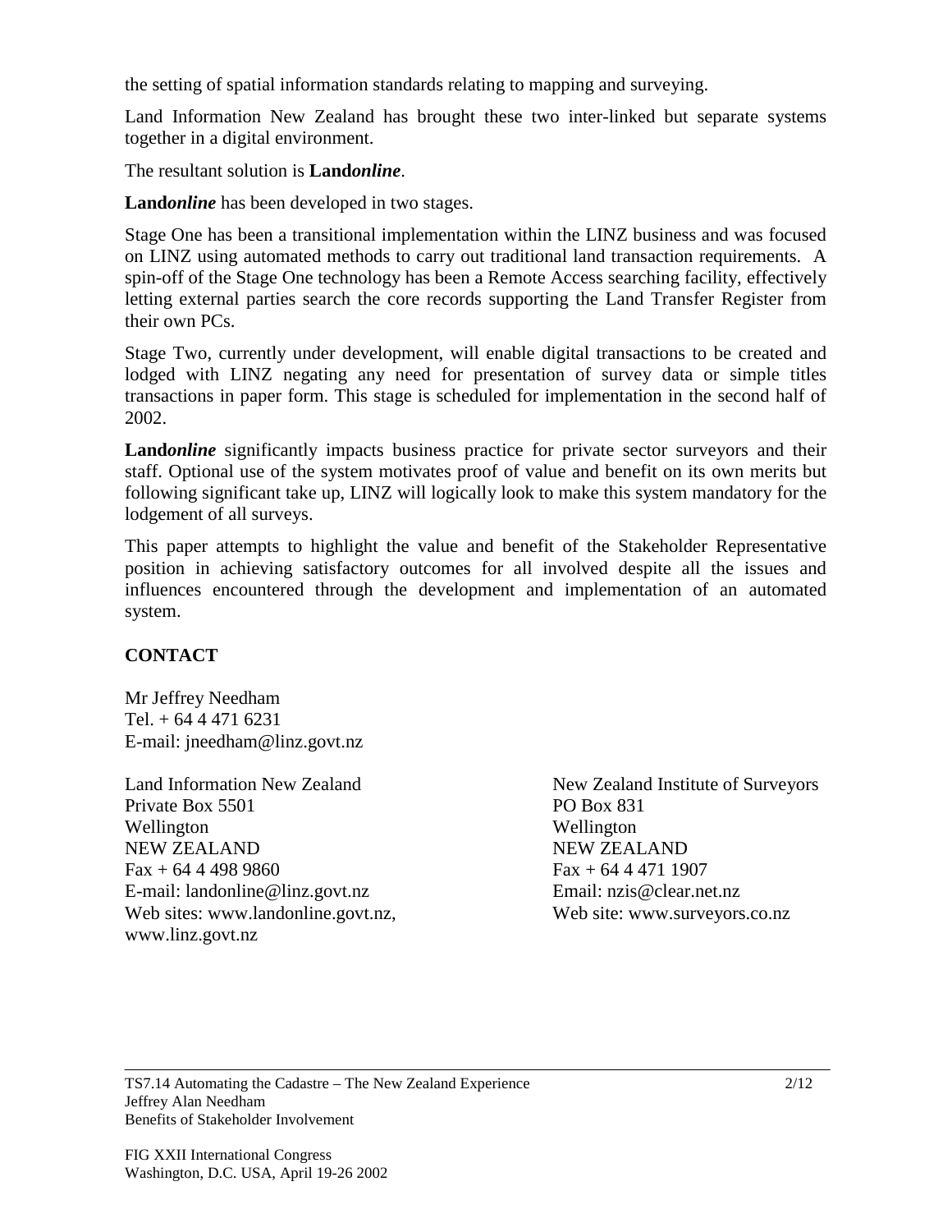the setting of spatial information standards relating to mapping and surveying.

Land Information New Zealand has brought these two inter-linked but separate systems together in a digital environment.

The resultant solution is **Land*online***.

**Land*online*** has been developed in two stages.

Stage One has been a transitional implementation within the LINZ business and was focused on LINZ using automated methods to carry out traditional land transaction requirements. A spin-off of the Stage One technology has been a Remote Access searching facility, effectively letting external parties search the core records supporting the Land Transfer Register from their own PCs.

Stage Two, currently under development, will enable digital transactions to be created and lodged with LINZ negating any need for presentation of survey data or simple titles transactions in paper form. This stage is scheduled for implementation in the second half of 2002.

**Land*online*** significantly impacts business practice for private sector surveyors and their staff. Optional use of the system motivates proof of value and benefit on its own merits but following significant take up, LINZ will logically look to make this system mandatory for the lodgement of all surveys.

This paper attempts to highlight the value and benefit of the Stakeholder Representative position in achieving satisfactory outcomes for all involved despite all the issues and influences encountered through the development and implementation of an automated system.

## CONTACT

Mr Jeffrey Needham
Tel. + 64 4 471 6231
E-mail: jneedham@linz.govt.nz

Land Information New Zealand
Private Box 5501
Wellington
NEW ZEALAND
Fax + 64 4 498 9860
E-mail: landonline@linz.govt.nz
Web sites: www.landonline.govt.nz, www.linz.govt.nz

New Zealand Institute of Surveyors
PO Box 831
Wellington
NEW ZEALAND
Fax + 64 4 471 1907
Email: nzis@clear.net.nz
Web site: www.surveyors.co.nz